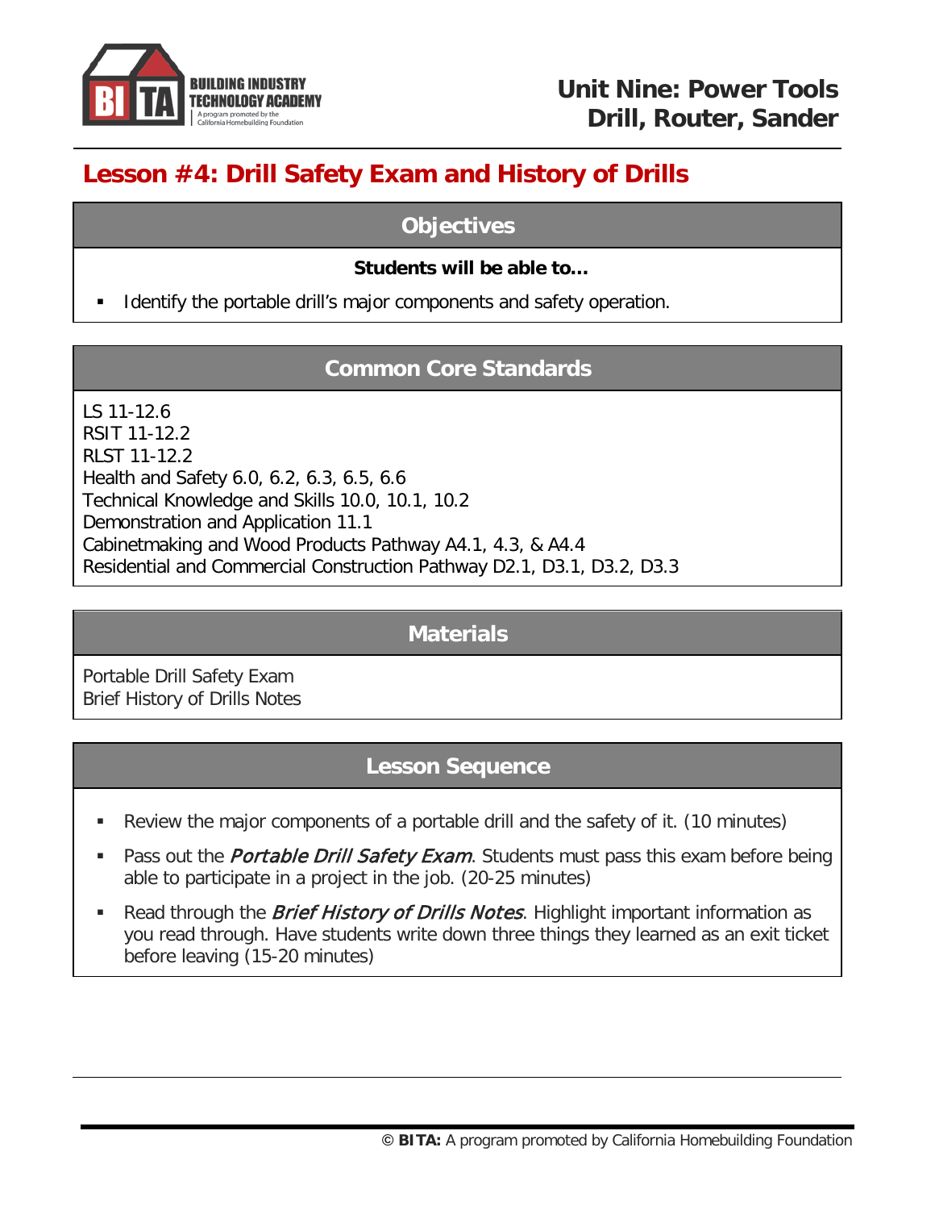# Unit Nine: Power Tools
# Drill, Router, Sander

## Lesson #4: Drill Safety Exam and History of Drills

### Objectives

**Students will be able to…**

- Identify the portable drill's major components and safety operation.

### Common Core Standards

LS 11-12.6
RSIT 11-12.2
RLST 11-12.2
Health and Safety 6.0, 6.2, 6.3, 6.5, 6.6
Technical Knowledge and Skills 10.0, 10.1, 10.2
Demonstration and Application 11.1
Cabinetmaking and Wood Products Pathway A4.1, 4.3, & A4.4
Residential and Commercial Construction Pathway D2.1, D3.1, D3.2, D3.3

### Materials

Portable Drill Safety Exam
Brief History of Drills Notes

### Lesson Sequence

- Review the major components of a portable drill and the safety of it. (10 minutes)
- Pass out the *Portable Drill Safety Exam*. Students must pass this exam before being able to participate in a project in the job. (20-25 minutes)
- Read through the *Brief History of Drills Notes*. Highlight important information as you read through. Have students write down three things they learned as an exit ticket before leaving (15-20 minutes)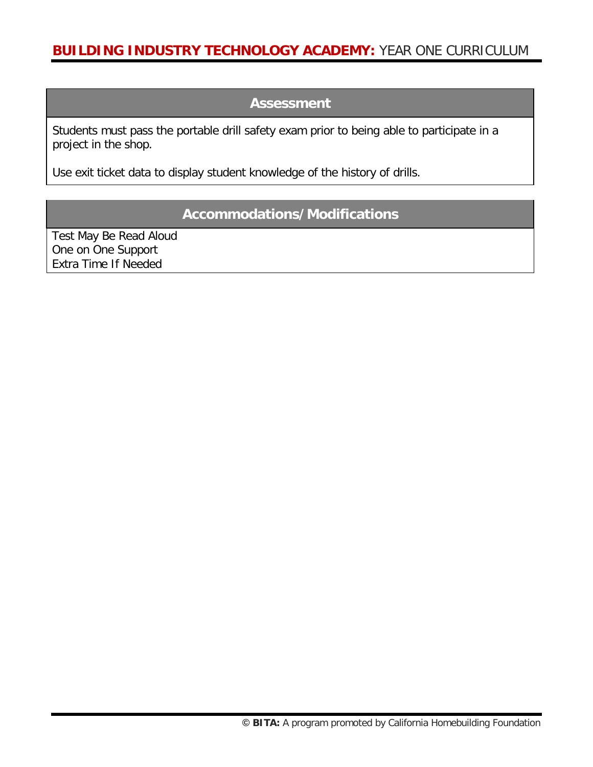## Assessment

Students must pass the portable drill safety exam prior to being able to participate in a project in the shop.

Use exit ticket data to display student knowledge of the history of drills.

## Accommodations/Modifications

Test May Be Read Aloud
One on One Support
Extra Time If Needed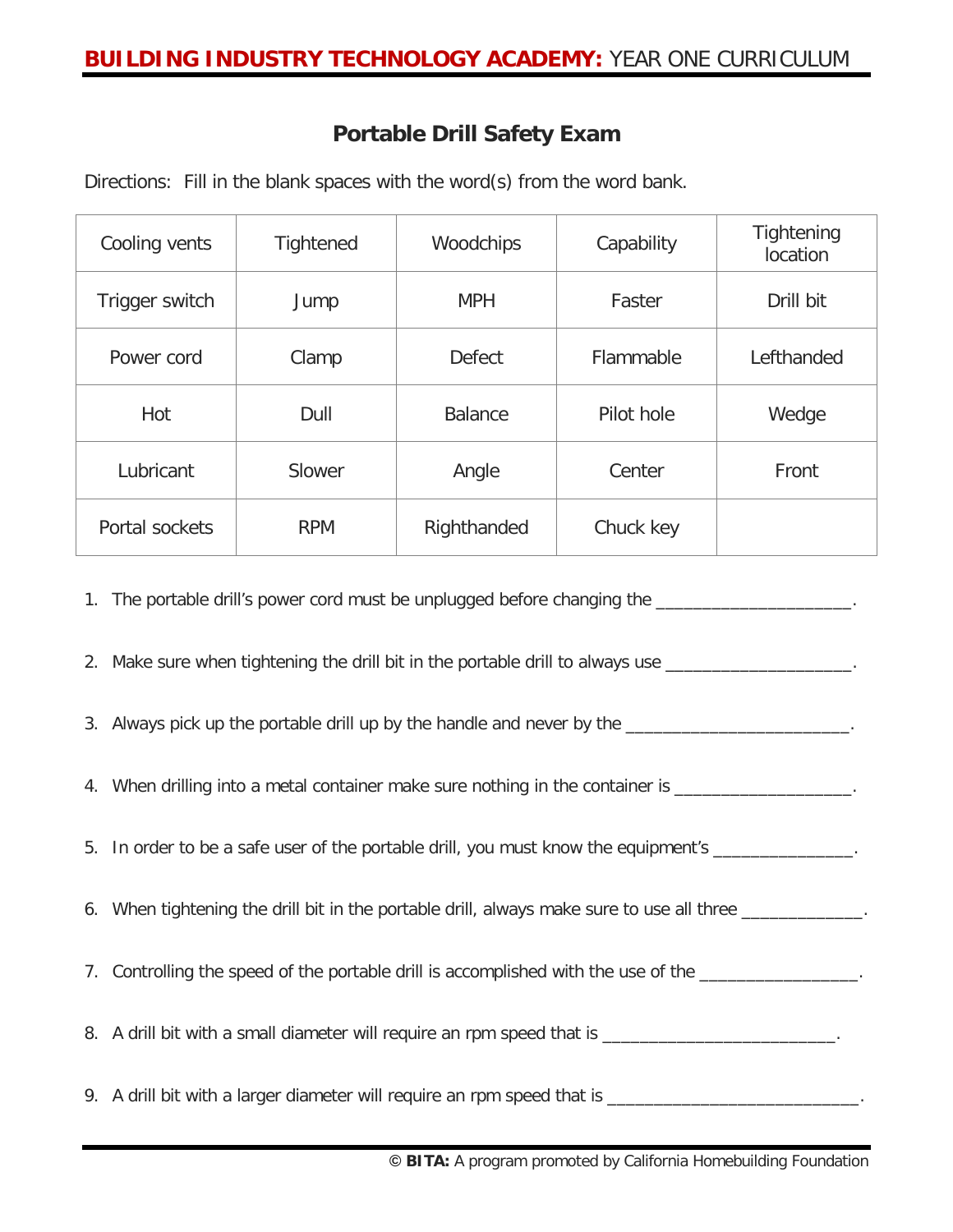## Portable Drill Safety Exam

Directions: Fill in the blank spaces with the word(s) from the word bank.

| Cooling vents | Tightened | Woodchips | Capability | Tightening location |
|---|---|---|---|---|
| Trigger switch | Jump | MPH | Faster | Drill bit |
| Power cord | Clamp | Defect | Flammable | Lefthanded |
| Hot | Dull | Balance | Pilot hole | Wedge |
| Lubricant | Slower | Angle | Center | Front |
| Portal sockets | RPM | Righthanded | Chuck key | |

1. The portable drill's power cord must be unplugged before changing the ______________________.
2. Make sure when tightening the drill bit in the portable drill to always use _____________________.
3. Always pick up the portable drill up by the handle and never by the _________________________.
4. When drilling into a metal container make sure nothing in the container is ____________________.
5. In order to be a safe user of the portable drill, you must know the equipment's ________________.
6. When tightening the drill bit in the portable drill, always make sure to use all three ______________.
7. Controlling the speed of the portable drill is accomplished with the use of the __________________.
8. A drill bit with a small diameter will require an rpm speed that is __________________________.
9. A drill bit with a larger diameter will require an rpm speed that is ____________________________.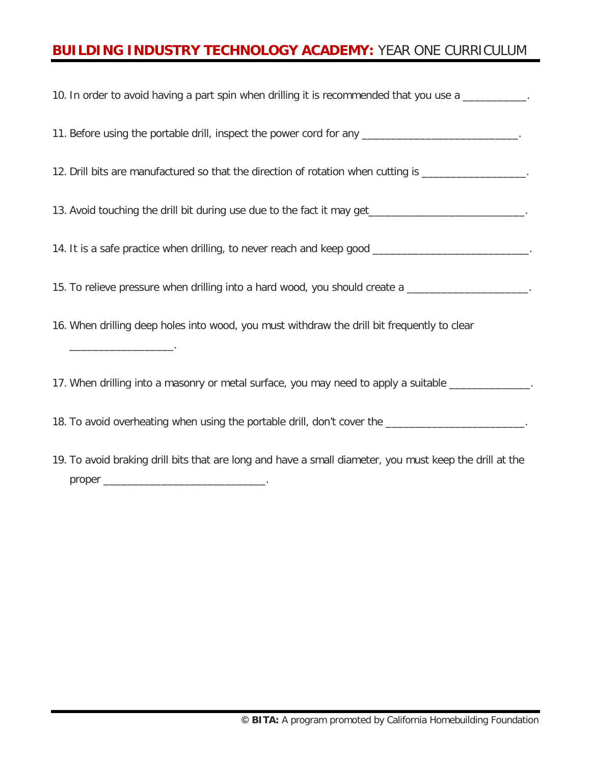10. In order to avoid having a part spin when drilling it is recommended that you use a ___________.

11. Before using the portable drill, inspect the power cord for any ___________________________.

12. Drill bits are manufactured so that the direction of rotation when cutting is __________________.

13. Avoid touching the drill bit during use due to the fact it may get___________________________.

14. It is a safe practice when drilling, to never reach and keep good ___________________________.

15. To relieve pressure when drilling into a hard wood, you should create a _____________________.

16. When drilling deep holes into wood, you must withdraw the drill bit frequently to clear __________________.

17. When drilling into a masonry or metal surface, you may need to apply a suitable ______________.

18. To avoid overheating when using the portable drill, don't cover the ________________________.

19. To avoid braking drill bits that are long and have a small diameter, you must keep the drill at the proper ____________________________.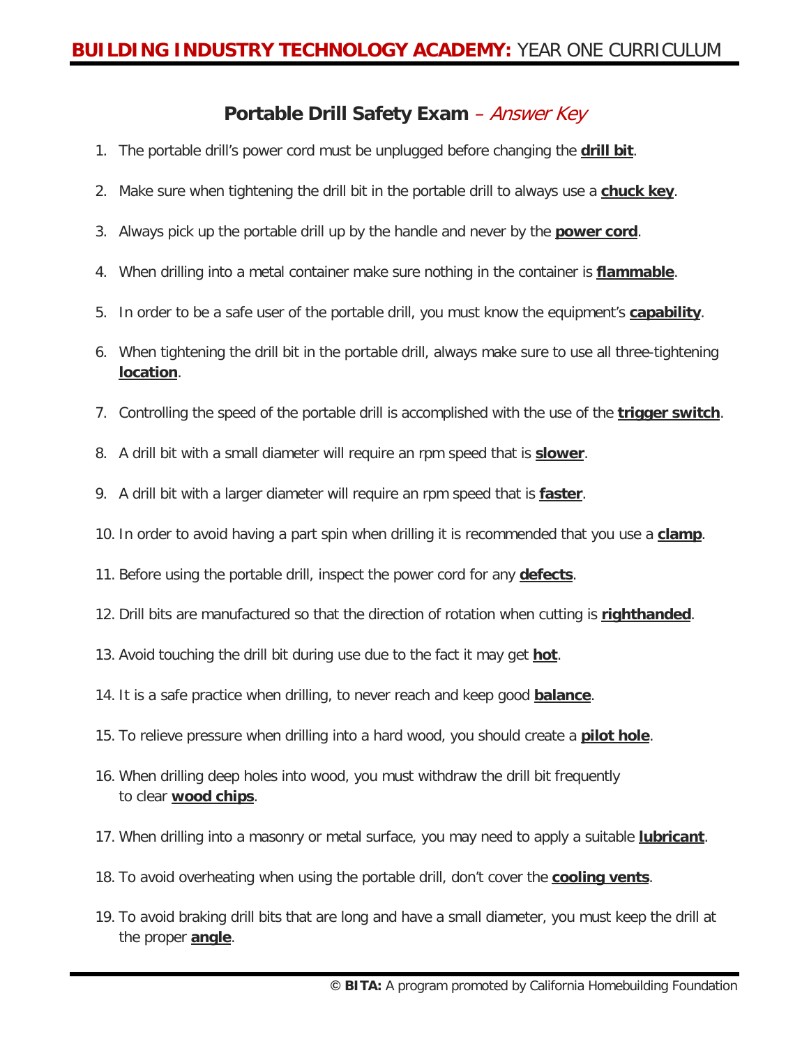## Portable Drill Safety Exam – *Answer Key*

1. The portable drill's power cord must be unplugged before changing the **drill bit**.
2. Make sure when tightening the drill bit in the portable drill to always use a **chuck key**.
3. Always pick up the portable drill up by the handle and never by the **power cord**.
4. When drilling into a metal container make sure nothing in the container is **flammable**.
5. In order to be a safe user of the portable drill, you must know the equipment's **capability**.
6. When tightening the drill bit in the portable drill, always make sure to use all three-tightening **location**.
7. Controlling the speed of the portable drill is accomplished with the use of the **trigger switch**.
8. A drill bit with a small diameter will require an rpm speed that is **slower**.
9. A drill bit with a larger diameter will require an rpm speed that is **faster**.
10. In order to avoid having a part spin when drilling it is recommended that you use a **clamp**.
11. Before using the portable drill, inspect the power cord for any **defects**.
12. Drill bits are manufactured so that the direction of rotation when cutting is **righthanded**.
13. Avoid touching the drill bit during use due to the fact it may get **hot**.
14. It is a safe practice when drilling, to never reach and keep good **balance**.
15. To relieve pressure when drilling into a hard wood, you should create a **pilot hole**.
16. When drilling deep holes into wood, you must withdraw the drill bit frequently to clear **wood chips**.
17. When drilling into a masonry or metal surface, you may need to apply a suitable **lubricant**.
18. To avoid overheating when using the portable drill, don't cover the **cooling vents**.
19. To avoid braking drill bits that are long and have a small diameter, you must keep the drill at the proper **angle**.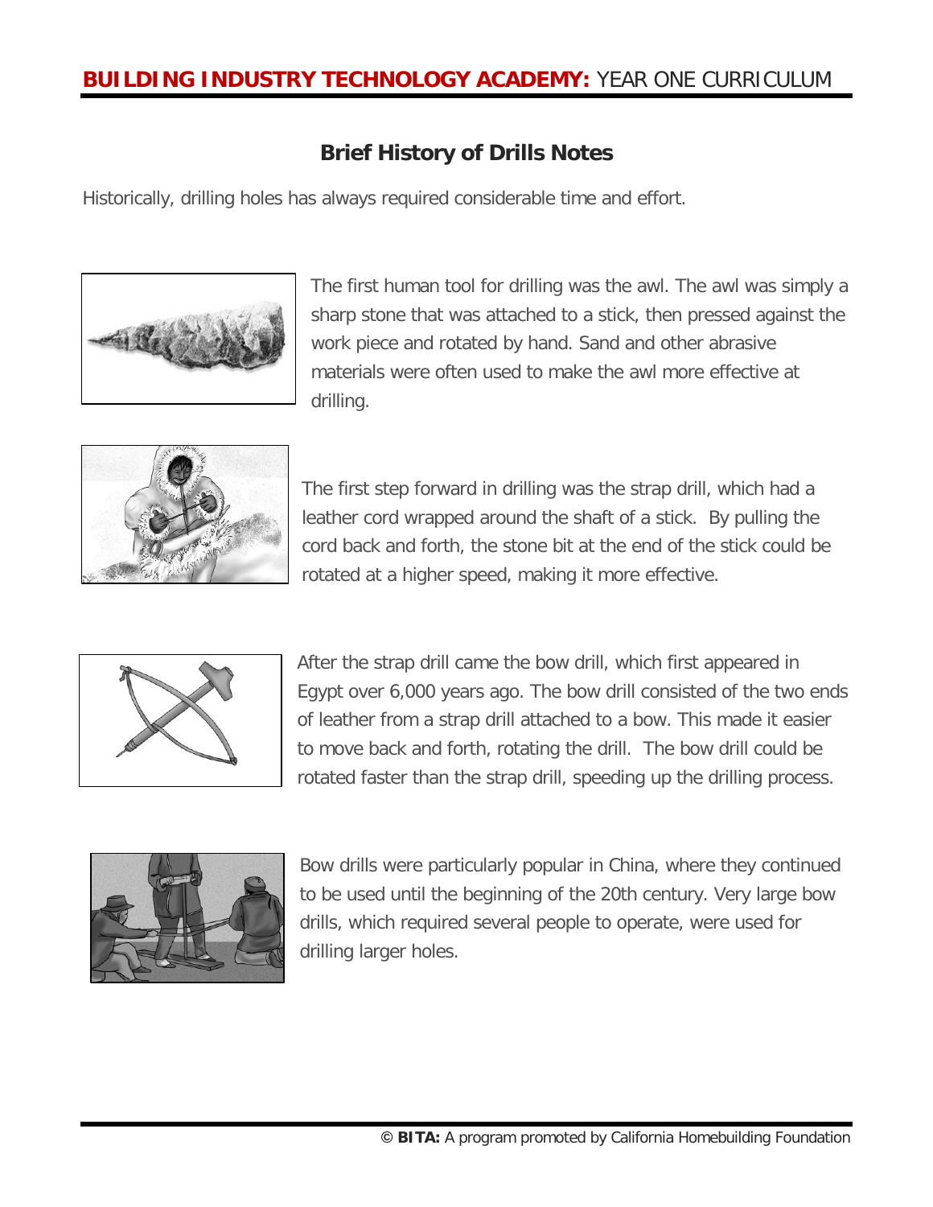# Brief History of Drills Notes

Historically, drilling holes has always required considerable time and effort.

The first human tool for drilling was the awl. The awl was simply a sharp stone that was attached to a stick, then pressed against the work piece and rotated by hand. Sand and other abrasive materials were often used to make the awl more effective at drilling.

The first step forward in drilling was the strap drill, which had a leather cord wrapped around the shaft of a stick. By pulling the cord back and forth, the stone bit at the end of the stick could be rotated at a higher speed, making it more effective.

After the strap drill came the bow drill, which first appeared in Egypt over 6,000 years ago. The bow drill consisted of the two ends of leather from a strap drill attached to a bow. This made it easier to move back and forth, rotating the drill. The bow drill could be rotated faster than the strap drill, speeding up the drilling process.

Bow drills were particularly popular in China, where they continued to be used until the beginning of the 20th century. Very large bow drills, which required several people to operate, were used for drilling larger holes.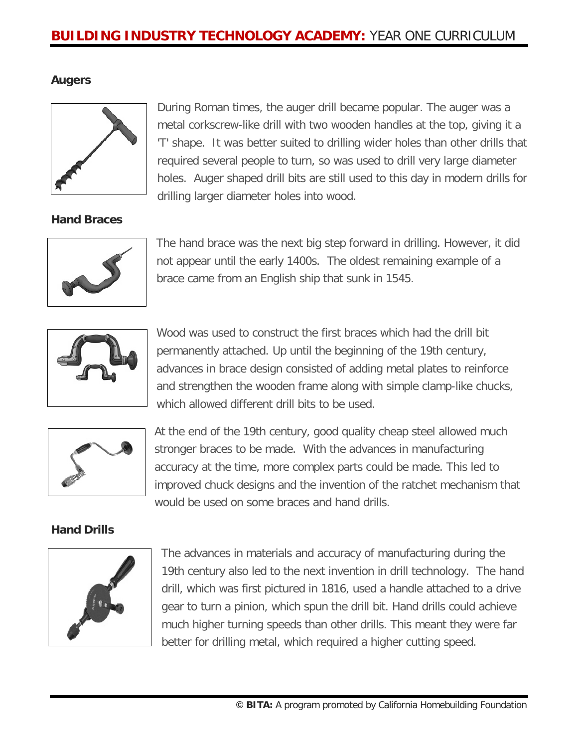### Augers

During Roman times, the auger drill became popular. The auger was a metal corkscrew-like drill with two wooden handles at the top, giving it a 'T' shape. It was better suited to drilling wider holes than other drills that required several people to turn, so was used to drill very large diameter holes. Auger shaped drill bits are still used to this day in modern drills for drilling larger diameter holes into wood.

### Hand Braces

The hand brace was the next big step forward in drilling. However, it did not appear until the early 1400s. The oldest remaining example of a brace came from an English ship that sunk in 1545.

Wood was used to construct the first braces which had the drill bit permanently attached. Up until the beginning of the 19th century, advances in brace design consisted of adding metal plates to reinforce and strengthen the wooden frame along with simple clamp-like chucks, which allowed different drill bits to be used.

At the end of the 19th century, good quality cheap steel allowed much stronger braces to be made. With the advances in manufacturing accuracy at the time, more complex parts could be made. This led to improved chuck designs and the invention of the ratchet mechanism that would be used on some braces and hand drills.

### Hand Drills

The advances in materials and accuracy of manufacturing during the 19th century also led to the next invention in drill technology. The hand drill, which was first pictured in 1816, used a handle attached to a drive gear to turn a pinion, which spun the drill bit. Hand drills could achieve much higher turning speeds than other drills. This meant they were far better for drilling metal, which required a higher cutting speed.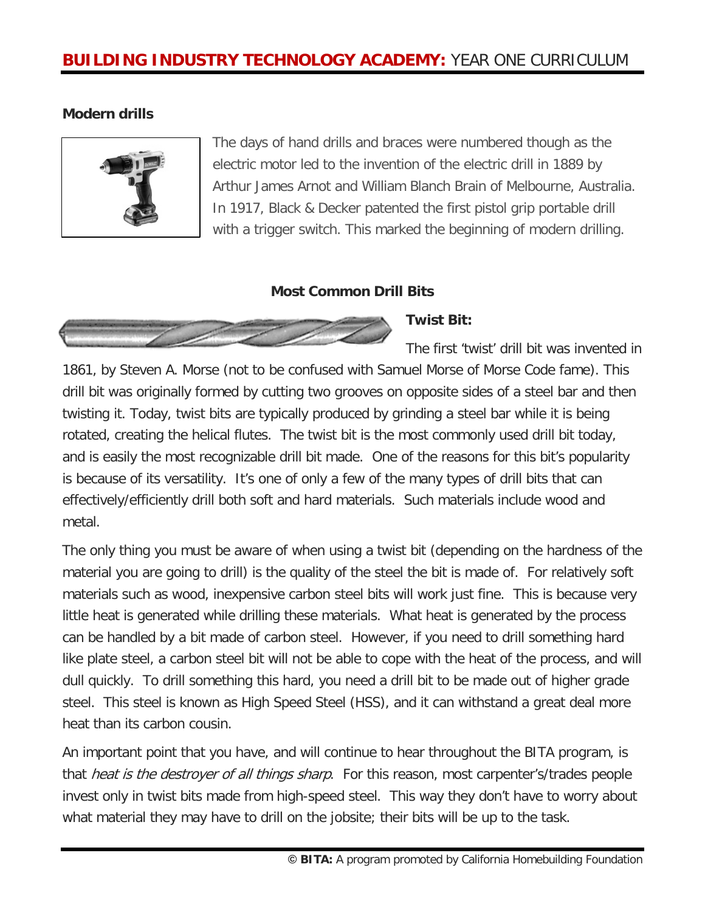## Modern drills

The days of hand drills and braces were numbered though as the electric motor led to the invention of the electric drill in 1889 by Arthur James Arnot and William Blanch Brain of Melbourne, Australia. In 1917, Black & Decker patented the first pistol grip portable drill with a trigger switch. This marked the beginning of modern drilling.

### Most Common Drill Bits

**Twist Bit:**

The first 'twist' drill bit was invented in 1861, by Steven A. Morse (not to be confused with Samuel Morse of Morse Code fame). This drill bit was originally formed by cutting two grooves on opposite sides of a steel bar and then twisting it. Today, twist bits are typically produced by grinding a steel bar while it is being rotated, creating the helical flutes. The twist bit is the most commonly used drill bit today, and is easily the most recognizable drill bit made. One of the reasons for this bit's popularity is because of its versatility. It's one of only a few of the many types of drill bits that can effectively/efficiently drill both soft and hard materials. Such materials include wood and metal.

The only thing you must be aware of when using a twist bit (depending on the hardness of the material you are going to drill) is the quality of the steel the bit is made of. For relatively soft materials such as wood, inexpensive carbon steel bits will work just fine. This is because very little heat is generated while drilling these materials. What heat is generated by the process can be handled by a bit made of carbon steel. However, if you need to drill something hard like plate steel, a carbon steel bit will not be able to cope with the heat of the process, and will dull quickly. To drill something this hard, you need a drill bit to be made out of higher grade steel. This steel is known as High Speed Steel (HSS), and it can withstand a great deal more heat than its carbon cousin.

An important point that you have, and will continue to hear throughout the BITA program, is that *heat is the destroyer of all things sharp*. For this reason, most carpenter's/trades people invest only in twist bits made from high-speed steel. This way they don't have to worry about what material they may have to drill on the jobsite; their bits will be up to the task.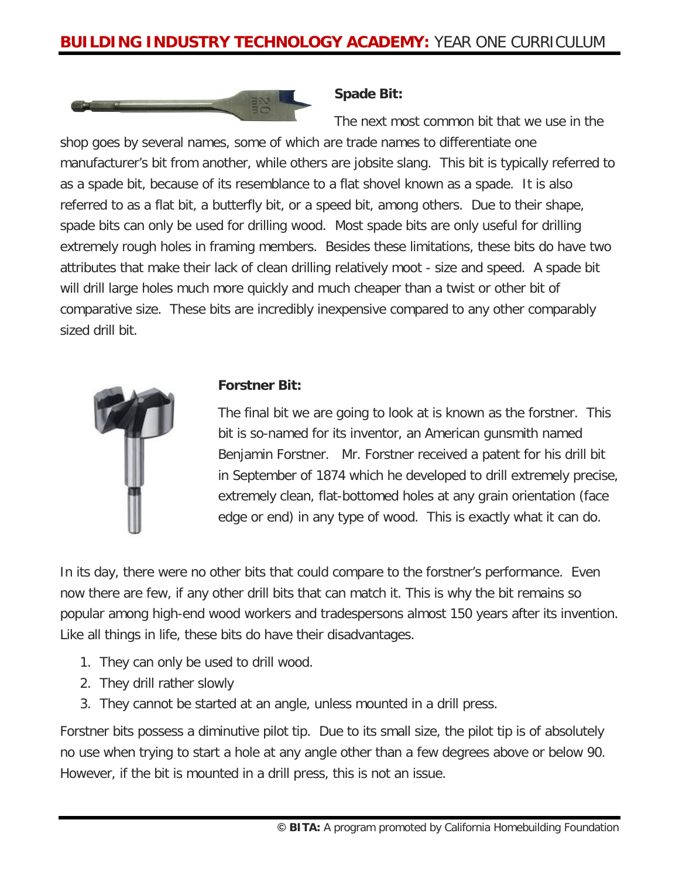**Spade Bit:**

The next most common bit that we use in the shop goes by several names, some of which are trade names to differentiate one manufacturer's bit from another, while others are jobsite slang. This bit is typically referred to as a spade bit, because of its resemblance to a flat shovel known as a spade. It is also referred to as a flat bit, a butterfly bit, or a speed bit, among others. Due to their shape, spade bits can only be used for drilling wood. Most spade bits are only useful for drilling extremely rough holes in framing members. Besides these limitations, these bits do have two attributes that make their lack of clean drilling relatively moot - size and speed. A spade bit will drill large holes much more quickly and much cheaper than a twist or other bit of comparative size. These bits are incredibly inexpensive compared to any other comparably sized drill bit.

**Forstner Bit:**

The final bit we are going to look at is known as the forstner. This bit is so-named for its inventor, an American gunsmith named Benjamin Forstner. Mr. Forstner received a patent for his drill bit in September of 1874 which he developed to drill extremely precise, extremely clean, flat-bottomed holes at any grain orientation (face edge or end) in any type of wood. This is exactly what it can do.

In its day, there were no other bits that could compare to the forstner's performance. Even now there are few, if any other drill bits that can match it. This is why the bit remains so popular among high-end wood workers and tradespersons almost 150 years after its invention. Like all things in life, these bits do have their disadvantages.

1. They can only be used to drill wood.
2. They drill rather slowly
3. They cannot be started at an angle, unless mounted in a drill press.

Forstner bits possess a diminutive pilot tip. Due to its small size, the pilot tip is of absolutely no use when trying to start a hole at any angle other than a few degrees above or below 90. However, if the bit is mounted in a drill press, this is not an issue.